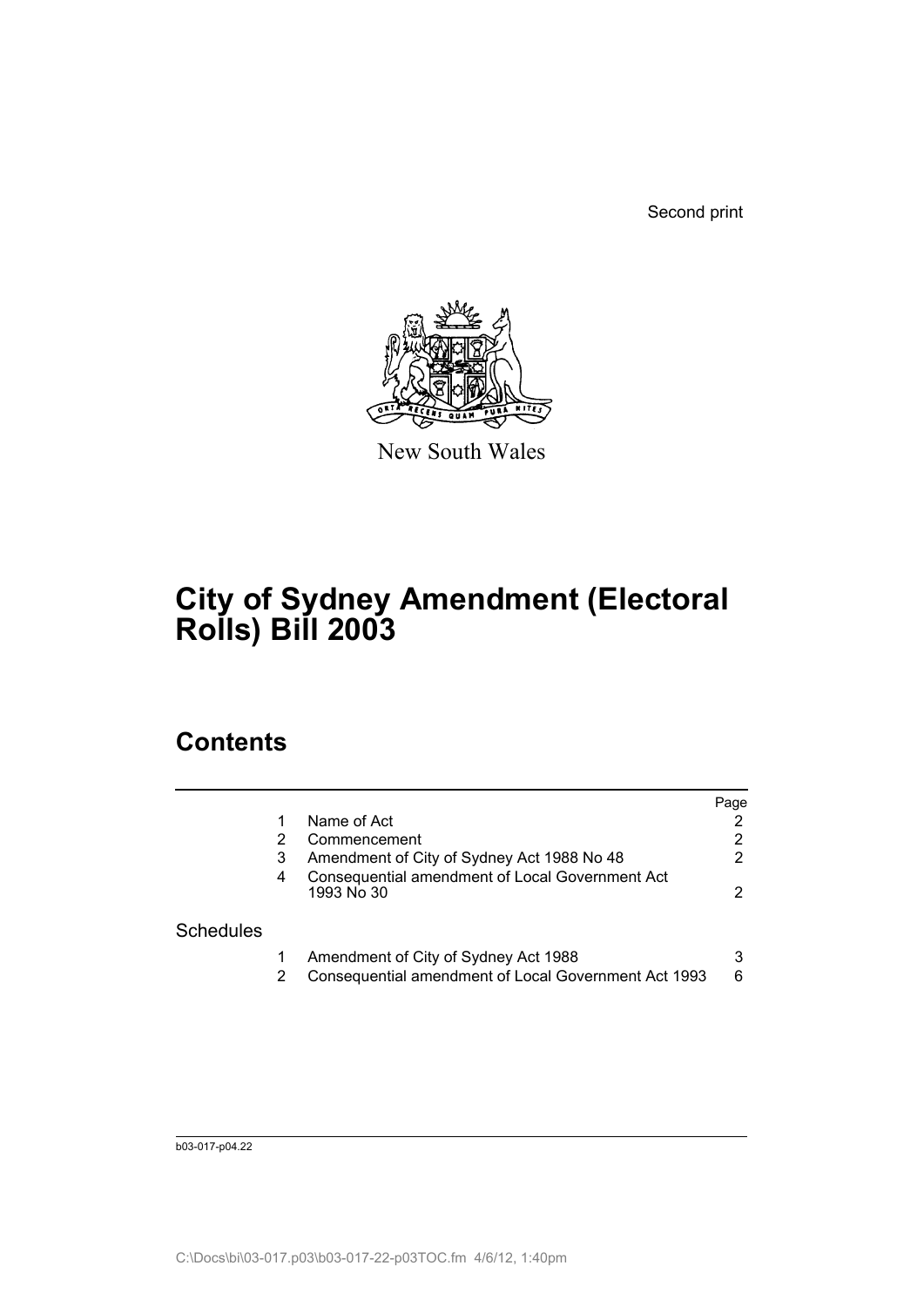Second print

New South Wales

# City of Sydney Amendment (Electoral Rolls) Bill 2003

## Contents

| | | | Page |
|---|---|---|---|
| | 1 | Name of Act | 2 |
| | 2 | Commencement | 2 |
| | 3 | Amendment of City of Sydney Act 1988 No 48 | 2 |
| | 4 | Consequential amendment of Local Government Act 1993 No 30 | 2 |
| Schedules | | | |
| | 1 | Amendment of City of Sydney Act 1988 | 3 |
| | 2 | Consequential amendment of Local Government Act 1993 | 6 |

b03-017-p04.22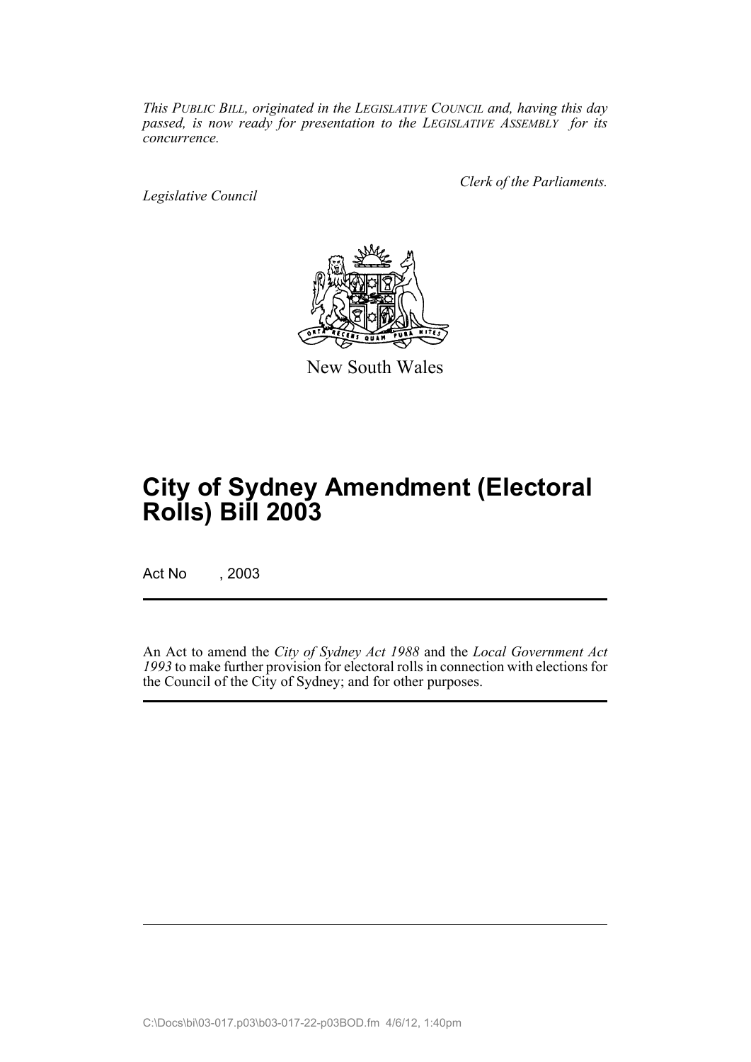*This PUBLIC BILL, originated in the LEGISLATIVE COUNCIL and, having this day passed, is now ready for presentation to the LEGISLATIVE ASSEMBLY for its concurrence.*

*Legislative Council*

*Clerk of the Parliaments.*

New South Wales

# City of Sydney Amendment (Electoral Rolls) Bill 2003

Act No , 2003

An Act to amend the *City of Sydney Act 1988* and the *Local Government Act 1993* to make further provision for electoral rolls in connection with elections for the Council of the City of Sydney; and for other purposes.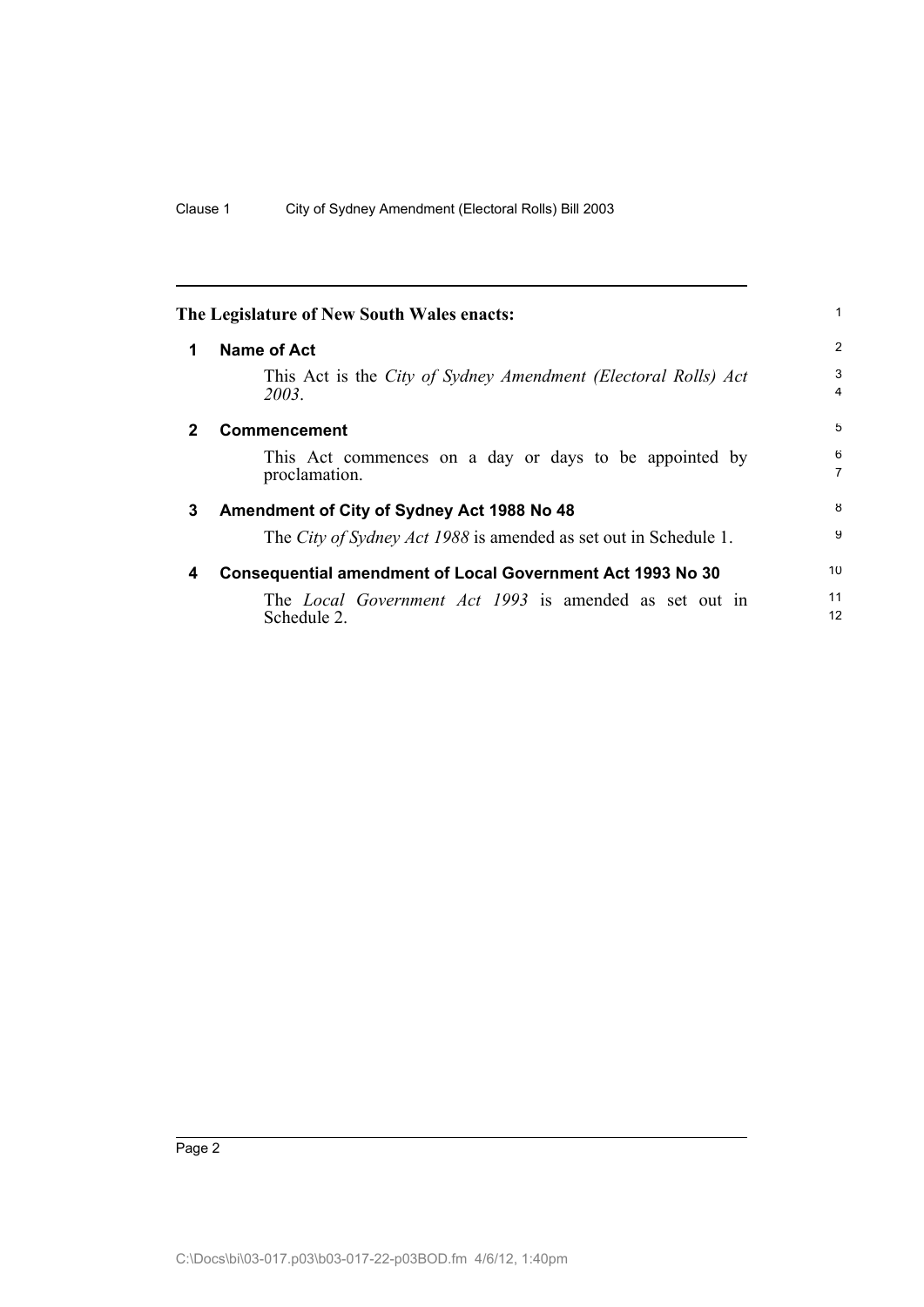**The Legislature of New South Wales enacts:**

## 1 Name of Act

This Act is the *City of Sydney Amendment (Electoral Rolls) Act 2003*.

## 2 Commencement

This Act commences on a day or days to be appointed by proclamation.

## 3 Amendment of City of Sydney Act 1988 No 48

The *City of Sydney Act 1988* is amended as set out in Schedule 1.

## 4 Consequential amendment of Local Government Act 1993 No 30

The *Local Government Act 1993* is amended as set out in Schedule 2.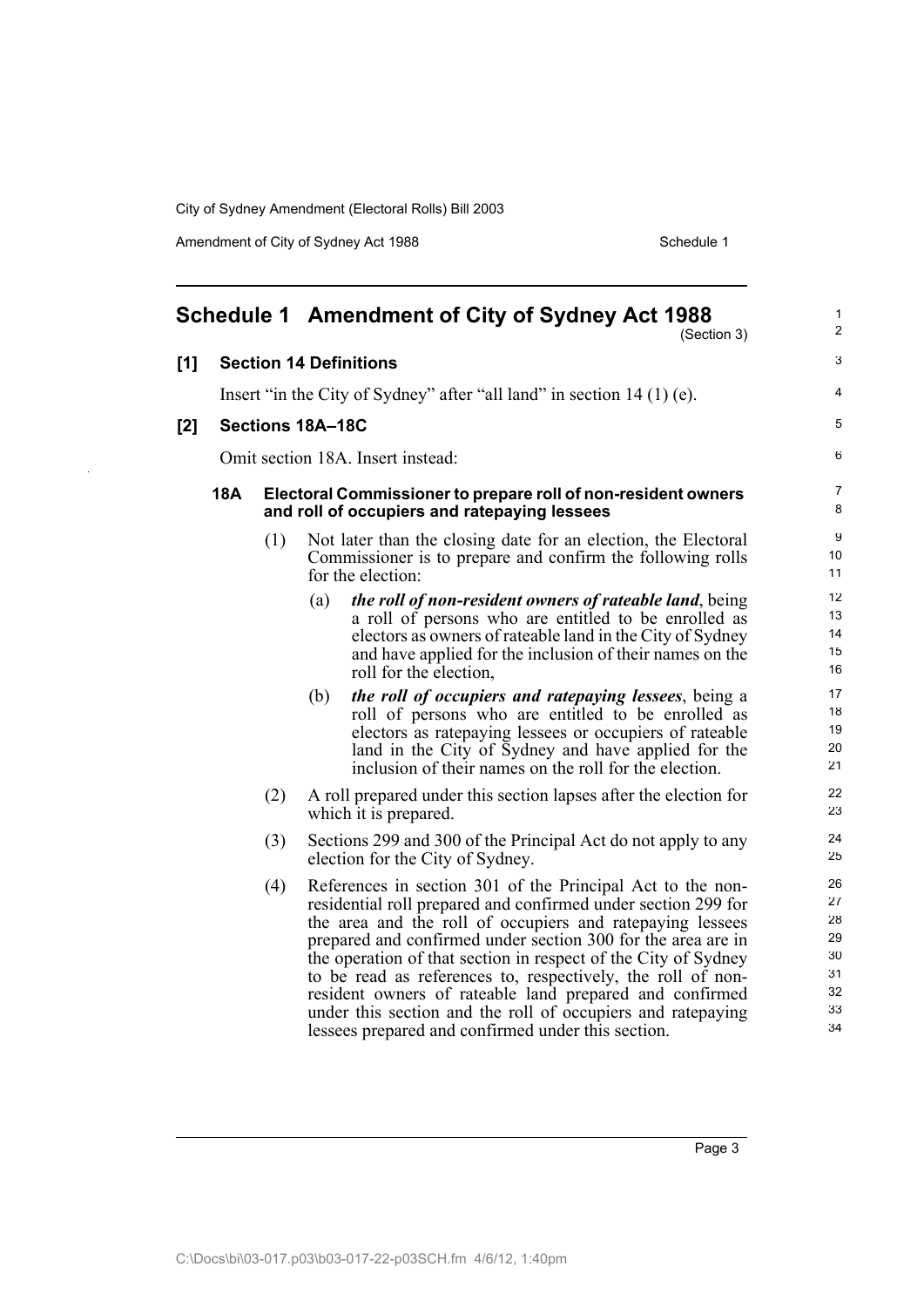# Schedule 1 Amendment of City of Sydney Act 1988

(Section 3)

## [1] Section 14 Definitions

Insert "in the City of Sydney" after "all land" in section 14 (1) (e).

## [2] Sections 18A–18C

Omit section 18A. Insert instead:

### 18A Electoral Commissioner to prepare roll of non-resident owners and roll of occupiers and ratepaying lessees

(1) Not later than the closing date for an election, the Electoral Commissioner is to prepare and confirm the following rolls for the election:

(a) ***the roll of non-resident owners of rateable land***, being a roll of persons who are entitled to be enrolled as electors as owners of rateable land in the City of Sydney and have applied for the inclusion of their names on the roll for the election,

(b) ***the roll of occupiers and ratepaying lessees***, being a roll of persons who are entitled to be enrolled as electors as ratepaying lessees or occupiers of rateable land in the City of Sydney and have applied for the inclusion of their names on the roll for the election.

(2) A roll prepared under this section lapses after the election for which it is prepared.

(3) Sections 299 and 300 of the Principal Act do not apply to any election for the City of Sydney.

(4) References in section 301 of the Principal Act to the non-residential roll prepared and confirmed under section 299 for the area and the roll of occupiers and ratepaying lessees prepared and confirmed under section 300 for the area are in the operation of that section in respect of the City of Sydney to be read as references to, respectively, the roll of non-resident owners of rateable land prepared and confirmed under this section and the roll of occupiers and ratepaying lessees prepared and confirmed under this section.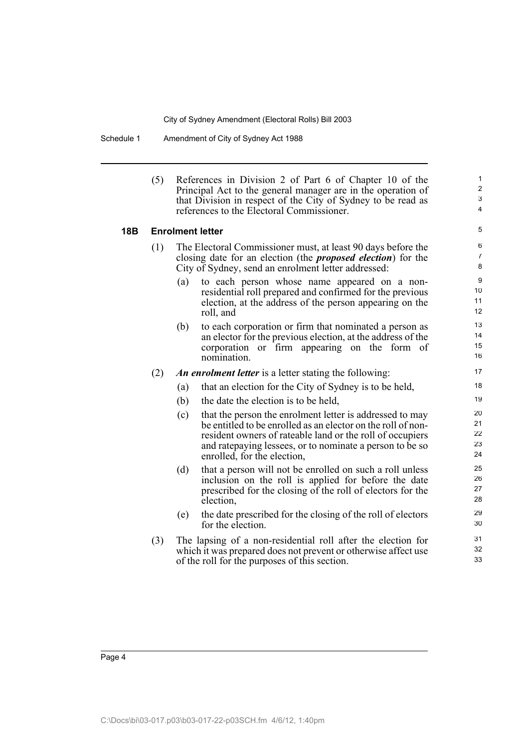(5) References in Division 2 of Part 6 of Chapter 10 of the Principal Act to the general manager are in the operation of that Division in respect of the City of Sydney to be read as references to the Electoral Commissioner.

### 18B Enrolment letter

(1) The Electoral Commissioner must, at least 90 days before the closing date for an election (the ***proposed election***) for the City of Sydney, send an enrolment letter addressed:

- (a) to each person whose name appeared on a non-residential roll prepared and confirmed for the previous election, at the address of the person appearing on the roll, and
- (b) to each corporation or firm that nominated a person as an elector for the previous election, at the address of the corporation or firm appearing on the form of nomination.

(2) ***An enrolment letter*** is a letter stating the following:

- (a) that an election for the City of Sydney is to be held,
- (b) the date the election is to be held,
- (c) that the person the enrolment letter is addressed to may be entitled to be enrolled as an elector on the roll of non-resident owners of rateable land or the roll of occupiers and ratepaying lessees, or to nominate a person to be so enrolled, for the election,
- (d) that a person will not be enrolled on such a roll unless inclusion on the roll is applied for before the date prescribed for the closing of the roll of electors for the election,
- (e) the date prescribed for the closing of the roll of electors for the election.

(3) The lapsing of a non-residential roll after the election for which it was prepared does not prevent or otherwise affect use of the roll for the purposes of this section.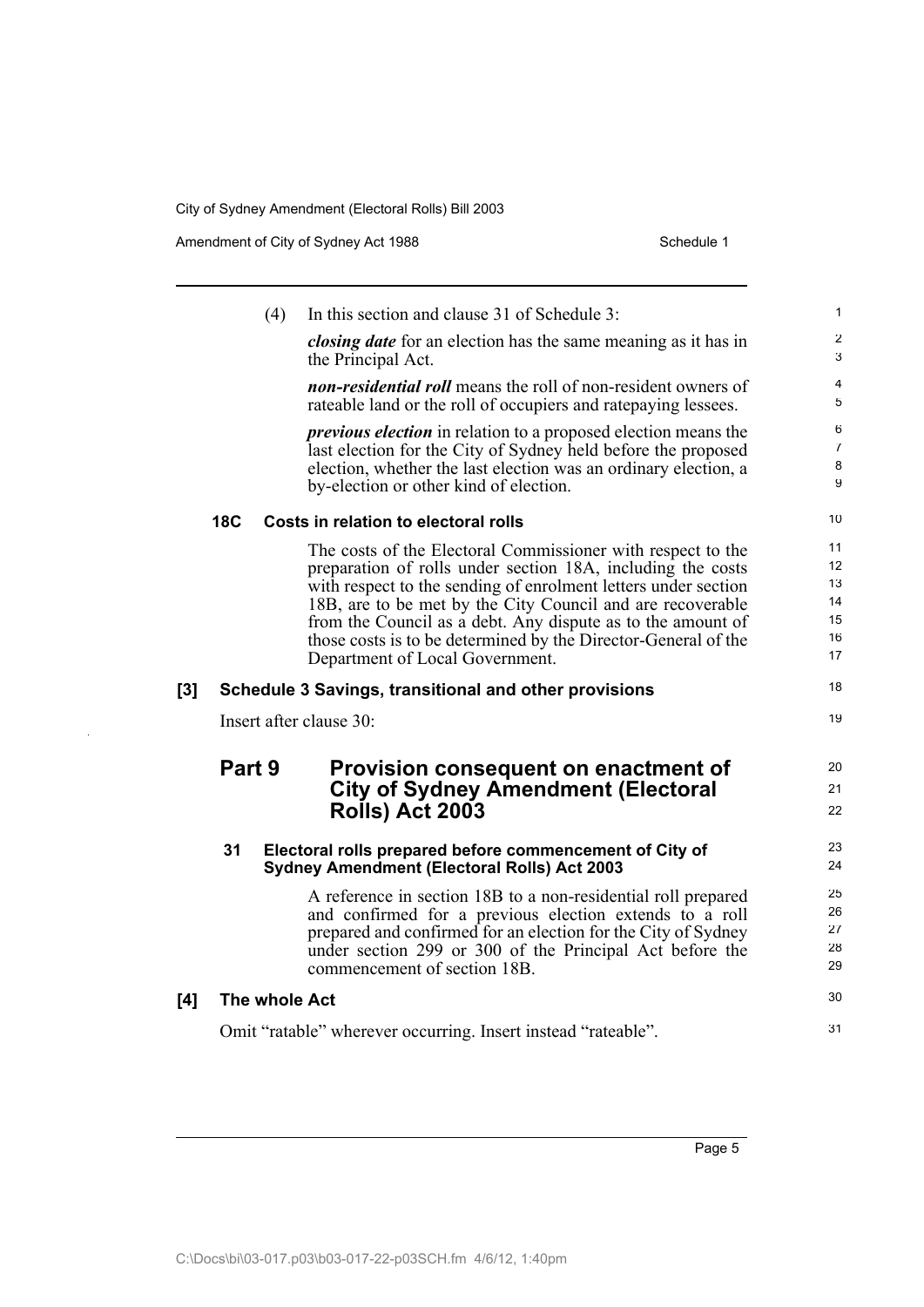(4) In this section and clause 31 of Schedule 3:

***closing date*** for an election has the same meaning as it has in the Principal Act.

***non-residential roll*** means the roll of non-resident owners of rateable land or the roll of occupiers and ratepaying lessees.

***previous election*** in relation to a proposed election means the last election for the City of Sydney held before the proposed election, whether the last election was an ordinary election, a by-election or other kind of election.

#### 18C Costs in relation to electoral rolls

The costs of the Electoral Commissioner with respect to the preparation of rolls under section 18A, including the costs with respect to the sending of enrolment letters under section 18B, are to be met by the City Council and are recoverable from the Council as a debt. Any dispute as to the amount of those costs is to be determined by the Director-General of the Department of Local Government.

### [3] Schedule 3 Savings, transitional and other provisions

Insert after clause 30:

## Part 9 Provision consequent on enactment of City of Sydney Amendment (Electoral Rolls) Act 2003

#### 31 Electoral rolls prepared before commencement of City of Sydney Amendment (Electoral Rolls) Act 2003

A reference in section 18B to a non-residential roll prepared and confirmed for a previous election extends to a roll prepared and confirmed for an election for the City of Sydney under section 299 or 300 of the Principal Act before the commencement of section 18B.

### [4] The whole Act

Omit "ratable" wherever occurring. Insert instead "rateable".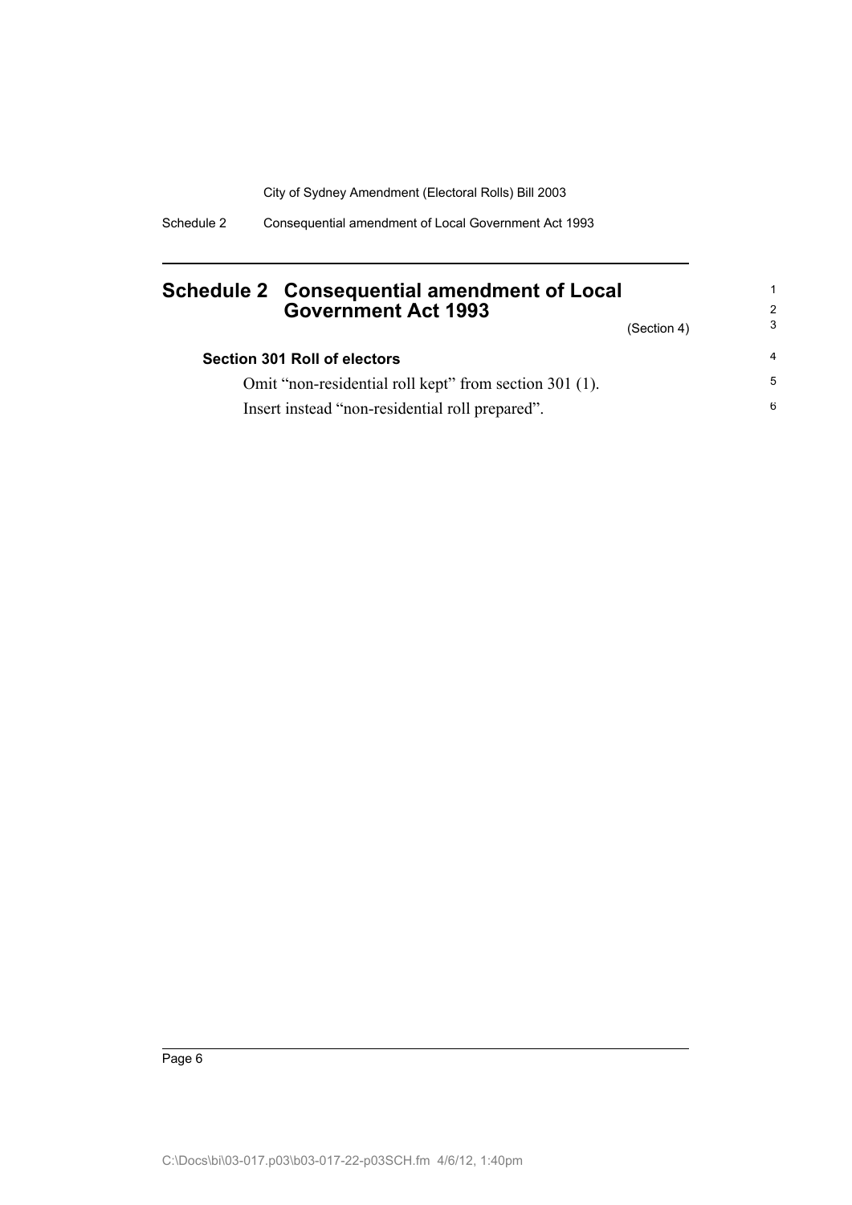## Schedule 2 Consequential amendment of Local Government Act 1993

(Section 4)

### Section 301 Roll of electors

Omit "non-residential roll kept" from section 301 (1).

Insert instead "non-residential roll prepared".